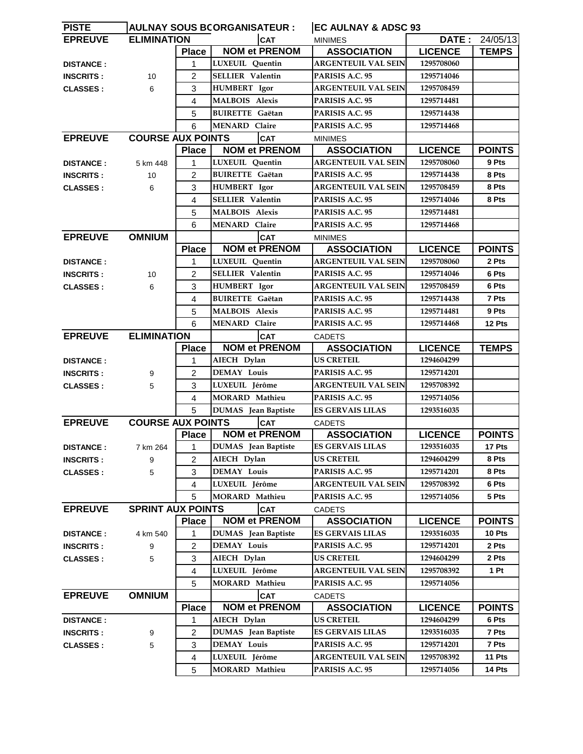| PISTE | AULNAY SOUS BOIS | ORGANISATEUR : | | EC AULNAY & ADSC 93 | | |
|---|---|---|---|---|---|---|
| **EPREUVE** | **ELIMINATION** | | **CAT** | MINIMES | **DATE :** | 24/05/13 |
| | | **Place** | **NOM et PRENOM** | **ASSOCIATION** | **LICENCE** | **TEMPS** |
| **DISTANCE :** | | 1 | LUXEUIL Quentin | ARGENTEUIL VAL SEIN | 1295708060 | |
| **INSCRITS :** | 10 | 2 | SELLIER Valentin | PARISIS A.C. 95 | 1295714046 | |
| **CLASSES :** | 6 | 3 | HUMBERT Igor | ARGENTEUIL VAL SEIN | 1295708459 | |
| | | 4 | MALBOIS Alexis | PARISIS A.C. 95 | 1295714481 | |
| | | 5 | BUIRETTE Gaëtan | PARISIS A.C. 95 | 1295714438 | |
| | | 6 | MENARD Claire | PARISIS A.C. 95 | 1295714468 | |
| **EPREUVE** | **COURSE AUX POINTS** | | **CAT** | MINIMES | | |
| | | **Place** | **NOM et PRENOM** | **ASSOCIATION** | **LICENCE** | **POINTS** |
| **DISTANCE :** | 5 km 448 | 1 | LUXEUIL Quentin | ARGENTEUIL VAL SEIN | 1295708060 | 9 Pts |
| **INSCRITS :** | 10 | 2 | BUIRETTE Gaëtan | PARISIS A.C. 95 | 1295714438 | 8 Pts |
| **CLASSES :** | 6 | 3 | HUMBERT Igor | ARGENTEUIL VAL SEIN | 1295708459 | 8 Pts |
| | | 4 | SELLIER Valentin | PARISIS A.C. 95 | 1295714046 | 8 Pts |
| | | 5 | MALBOIS Alexis | PARISIS A.C. 95 | 1295714481 | |
| | | 6 | MENARD Claire | PARISIS A.C. 95 | 1295714468 | |
| **EPREUVE** | **OMNIUM** | | **CAT** | MINIMES | | |
| | | **Place** | **NOM et PRENOM** | **ASSOCIATION** | **LICENCE** | **POINTS** |
| **DISTANCE :** | | 1 | LUXEUIL Quentin | ARGENTEUIL VAL SEIN | 1295708060 | 2 Pts |
| **INSCRITS :** | 10 | 2 | SELLIER Valentin | PARISIS A.C. 95 | 1295714046 | 6 Pts |
| **CLASSES :** | 6 | 3 | HUMBERT Igor | ARGENTEUIL VAL SEIN | 1295708459 | 6 Pts |
| | | 4 | BUIRETTE Gaëtan | PARISIS A.C. 95 | 1295714438 | 7 Pts |
| | | 5 | MALBOIS Alexis | PARISIS A.C. 95 | 1295714481 | 9 Pts |
| | | 6 | MENARD Claire | PARISIS A.C. 95 | 1295714468 | 12 Pts |
| **EPREUVE** | **ELIMINATION** | | **CAT** | CADETS | | |
| | | **Place** | **NOM et PRENOM** | **ASSOCIATION** | **LICENCE** | **TEMPS** |
| **DISTANCE :** | | 1 | AIECH Dylan | US CRETEIL | 1294604299 | |
| **INSCRITS :** | 9 | 2 | DEMAY Louis | PARISIS A.C. 95 | 1295714201 | |
| **CLASSES :** | 5 | 3 | LUXEUIL Jérôme | ARGENTEUIL VAL SEIN | 1295708392 | |
| | | 4 | MORARD Mathieu | PARISIS A.C. 95 | 1295714056 | |
| | | 5 | DUMAS Jean Baptiste | ES GERVAIS LILAS | 1293516035 | |
| **EPREUVE** | **COURSE AUX POINTS** | | **CAT** | CADETS | | |
| | | **Place** | **NOM et PRENOM** | **ASSOCIATION** | **LICENCE** | **POINTS** |
| **DISTANCE :** | 7 km 264 | 1 | DUMAS Jean Baptiste | ES GERVAIS LILAS | 1293516035 | 17 Pts |
| **INSCRITS :** | 9 | 2 | AIECH Dylan | US CRETEIL | 1294604299 | 8 Pts |
| **CLASSES :** | 5 | 3 | DEMAY Louis | PARISIS A.C. 95 | 1295714201 | 8 Pts |
| | | 4 | LUXEUIL Jérôme | ARGENTEUIL VAL SEIN | 1295708392 | 6 Pts |
| | | 5 | MORARD Mathieu | PARISIS A.C. 95 | 1295714056 | 5 Pts |
| **EPREUVE** | **SPRINT AUX POINTS** | | **CAT** | CADETS | | |
| | | **Place** | **NOM et PRENOM** | **ASSOCIATION** | **LICENCE** | **POINTS** |
| **DISTANCE :** | 4 km 540 | 1 | DUMAS Jean Baptiste | ES GERVAIS LILAS | 1293516035 | 10 Pts |
| **INSCRITS :** | 9 | 2 | DEMAY Louis | PARISIS A.C. 95 | 1295714201 | 2 Pts |
| **CLASSES :** | 5 | 3 | AIECH Dylan | US CRETEIL | 1294604299 | 2 Pts |
| | | 4 | LUXEUIL Jérôme | ARGENTEUIL VAL SEIN | 1295708392 | 1 Pt |
| | | 5 | MORARD Mathieu | PARISIS A.C. 95 | 1295714056 | |
| **EPREUVE** | **OMNIUM** | | **CAT** | CADETS | | |
| | | **Place** | **NOM et PRENOM** | **ASSOCIATION** | **LICENCE** | **POINTS** |
| **DISTANCE :** | | 1 | AIECH Dylan | US CRETEIL | 1294604299 | 6 Pts |
| **INSCRITS :** | 9 | 2 | DUMAS Jean Baptiste | ES GERVAIS LILAS | 1293516035 | 7 Pts |
| **CLASSES :** | 5 | 3 | DEMAY Louis | PARISIS A.C. 95 | 1295714201 | 7 Pts |
| | | 4 | LUXEUIL Jérôme | ARGENTEUIL VAL SEIN | 1295708392 | 11 Pts |
| | | 5 | MORARD Mathieu | PARISIS A.C. 95 | 1295714056 | 14 Pts |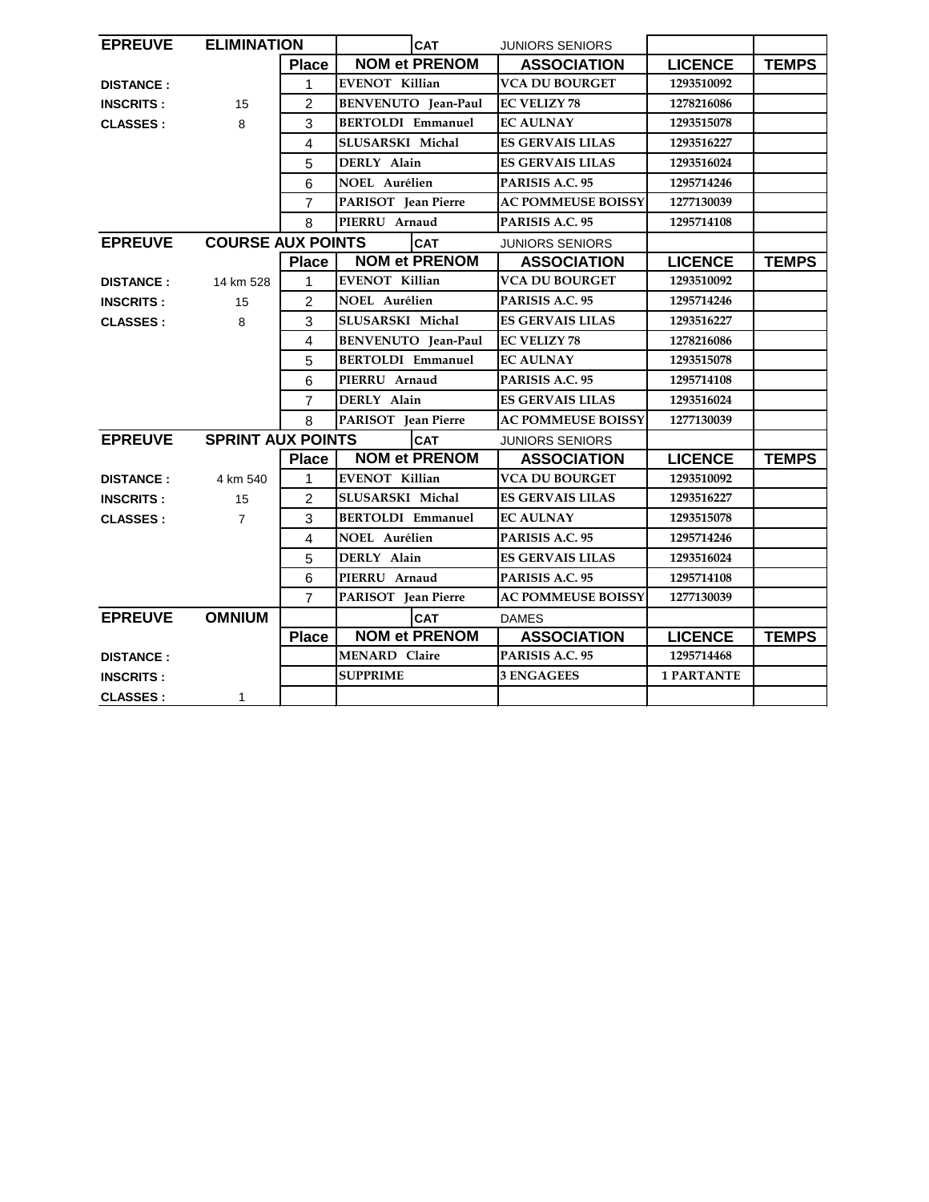| EPREUVE | ELIMINATION | | | CAT | JUNIORS SENIORS | | |
|---|---|---|---|---|---|---|---|
| | | Place | NOM et PRENOM | | ASSOCIATION | LICENCE | TEMPS |
| DISTANCE : | | 1 | EVENOT Killian | | VCA DU BOURGET | 1293510092 | |
| INSCRITS : | 15 | 2 | BENVENUTO Jean-Paul | | EC VELIZY 78 | 1278216086 | |
| CLASSES : | 8 | 3 | BERTOLDI Emmanuel | | EC AULNAY | 1293515078 | |
| | | 4 | SLUSARSKI Michal | | ES GERVAIS LILAS | 1293516227 | |
| | | 5 | DERLY Alain | | ES GERVAIS LILAS | 1293516024 | |
| | | 6 | NOEL Aurélien | | PARISIS A.C. 95 | 1295714246 | |
| | | 7 | PARISOT Jean Pierre | | AC POMMEUSE BOISSY | 1277130039 | |
| | | 8 | PIERRU Arnaud | | PARISIS A.C. 95 | 1295714108 | |
| EPREUVE | COURSE AUX POINTS | | | CAT | JUNIORS SENIORS | | |
| | | Place | NOM et PRENOM | | ASSOCIATION | LICENCE | TEMPS |
| DISTANCE : | 14 km 528 | 1 | EVENOT Killian | | VCA DU BOURGET | 1293510092 | |
| INSCRITS : | 15 | 2 | NOEL Aurélien | | PARISIS A.C. 95 | 1295714246 | |
| CLASSES : | 8 | 3 | SLUSARSKI Michal | | ES GERVAIS LILAS | 1293516227 | |
| | | 4 | BENVENUTO Jean-Paul | | EC VELIZY 78 | 1278216086 | |
| | | 5 | BERTOLDI Emmanuel | | EC AULNAY | 1293515078 | |
| | | 6 | PIERRU Arnaud | | PARISIS A.C. 95 | 1295714108 | |
| | | 7 | DERLY Alain | | ES GERVAIS LILAS | 1293516024 | |
| | | 8 | PARISOT Jean Pierre | | AC POMMEUSE BOISSY | 1277130039 | |
| EPREUVE | SPRINT AUX POINTS | | | CAT | JUNIORS SENIORS | | |
| | | Place | NOM et PRENOM | | ASSOCIATION | LICENCE | TEMPS |
| DISTANCE : | 4 km 540 | 1 | EVENOT Killian | | VCA DU BOURGET | 1293510092 | |
| INSCRITS : | 15 | 2 | SLUSARSKI Michal | | ES GERVAIS LILAS | 1293516227 | |
| CLASSES : | 7 | 3 | BERTOLDI Emmanuel | | EC AULNAY | 1293515078 | |
| | | 4 | NOEL Aurélien | | PARISIS A.C. 95 | 1295714246 | |
| | | 5 | DERLY Alain | | ES GERVAIS LILAS | 1293516024 | |
| | | 6 | PIERRU Arnaud | | PARISIS A.C. 95 | 1295714108 | |
| | | 7 | PARISOT Jean Pierre | | AC POMMEUSE BOISSY | 1277130039 | |
| EPREUVE | OMNIUM | | | CAT | DAMES | | |
| | | Place | NOM et PRENOM | | ASSOCIATION | LICENCE | TEMPS |
| DISTANCE : | | | MENARD Claire | | PARISIS A.C. 95 | 1295714468 | |
| INSCRITS : | | | SUPPRIME | | 3 ENGAGEES | 1 PARTANTE | |
| CLASSES : | 1 | | | | | | |